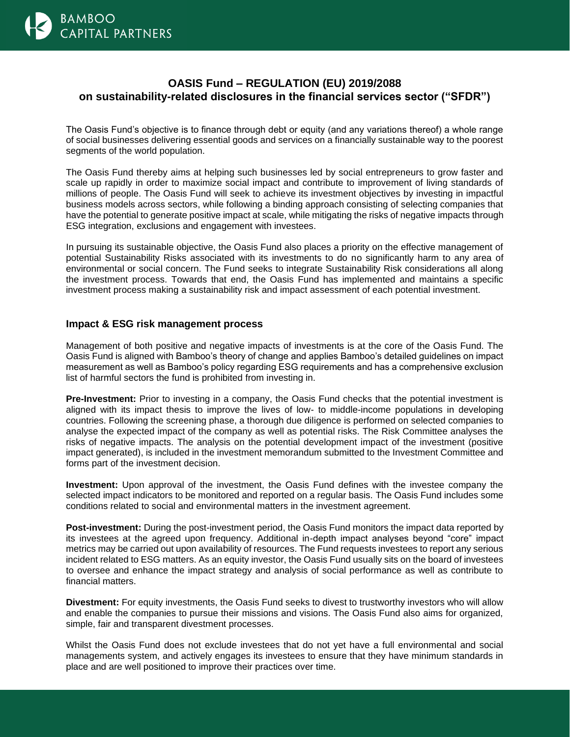# OASIS Fund – REGULATION (EU) 2019/2088 on sustainability-related disclosures in the financial services sector ("SFDR")

The Oasis Fund's objective is to finance through debt or equity (and any variations thereof) a whole range of social businesses delivering essential goods and services on a financially sustainable way to the poorest segments of the world population.

The Oasis Fund thereby aims at helping such businesses led by social entrepreneurs to grow faster and scale up rapidly in order to maximize social impact and contribute to improvement of living standards of millions of people. The Oasis Fund will seek to achieve its investment objectives by investing in impactful business models across sectors, while following a binding approach consisting of selecting companies that have the potential to generate positive impact at scale, while mitigating the risks of negative impacts through ESG integration, exclusions and engagement with investees.

In pursuing its sustainable objective, the Oasis Fund also places a priority on the effective management of potential Sustainability Risks associated with its investments to do no significantly harm to any area of environmental or social concern. The Fund seeks to integrate Sustainability Risk considerations all along the investment process. Towards that end, the Oasis Fund has implemented and maintains a specific investment process making a sustainability risk and impact assessment of each potential investment.

## Impact & ESG risk management process

Management of both positive and negative impacts of investments is at the core of the Oasis Fund. The Oasis Fund is aligned with Bamboo's theory of change and applies Bamboo's detailed guidelines on impact measurement as well as Bamboo's policy regarding ESG requirements and has a comprehensive exclusion list of harmful sectors the fund is prohibited from investing in.

**Pre-Investment:** Prior to investing in a company, the Oasis Fund checks that the potential investment is aligned with its impact thesis to improve the lives of low- to middle-income populations in developing countries. Following the screening phase, a thorough due diligence is performed on selected companies to analyse the expected impact of the company as well as potential risks. The Risk Committee analyses the risks of negative impacts. The analysis on the potential development impact of the investment (positive impact generated), is included in the investment memorandum submitted to the Investment Committee and forms part of the investment decision.

**Investment:** Upon approval of the investment, the Oasis Fund defines with the investee company the selected impact indicators to be monitored and reported on a regular basis. The Oasis Fund includes some conditions related to social and environmental matters in the investment agreement.

**Post-investment:** During the post-investment period, the Oasis Fund monitors the impact data reported by its investees at the agreed upon frequency. Additional in-depth impact analyses beyond "core" impact metrics may be carried out upon availability of resources. The Fund requests investees to report any serious incident related to ESG matters. As an equity investor, the Oasis Fund usually sits on the board of investees to oversee and enhance the impact strategy and analysis of social performance as well as contribute to financial matters.

**Divestment:** For equity investments, the Oasis Fund seeks to divest to trustworthy investors who will allow and enable the companies to pursue their missions and visions. The Oasis Fund also aims for organized, simple, fair and transparent divestment processes.

Whilst the Oasis Fund does not exclude investees that do not yet have a full environmental and social managements system, and actively engages its investees to ensure that they have minimum standards in place and are well positioned to improve their practices over time.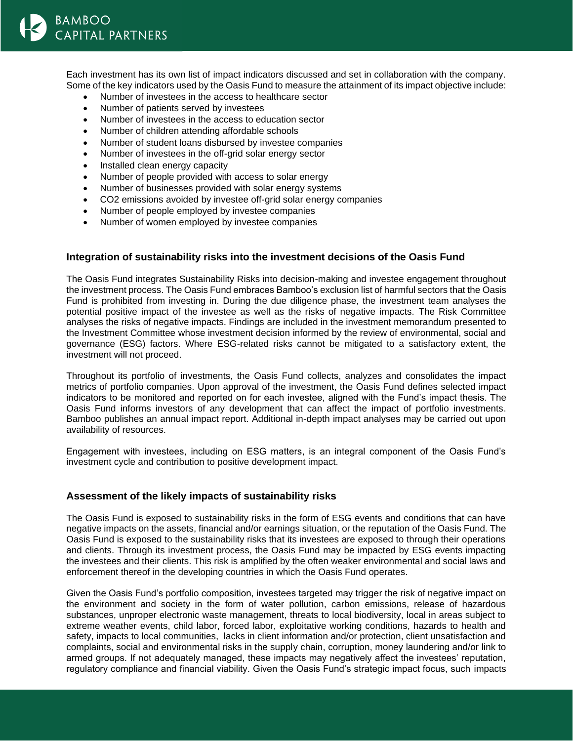Each investment has its own list of impact indicators discussed and set in collaboration with the company. Some of the key indicators used by the Oasis Fund to measure the attainment of its impact objective include:

- Number of investees in the access to healthcare sector
- Number of patients served by investees
- Number of investees in the access to education sector
- Number of children attending affordable schools
- Number of student loans disbursed by investee companies
- Number of investees in the off-grid solar energy sector
- Installed clean energy capacity
- Number of people provided with access to solar energy
- Number of businesses provided with solar energy systems
- $CO_2$ emissions avoided by investee off-grid solar energy companies
- Number of people employed by investee companies
- Number of women employed by investee companies

### Integration of sustainability risks into the investment decisions of the Oasis Fund

The Oasis Fund integrates Sustainability Risks into decision-making and investee engagement throughout the investment process. The Oasis Fund embraces Bamboo's exclusion list of harmful sectors that the Oasis Fund is prohibited from investing in. During the due diligence phase, the investment team analyses the potential positive impact of the investee as well as the risks of negative impacts. The Risk Committee analyses the risks of negative impacts. Findings are included in the investment memorandum presented to the Investment Committee whose investment decision informed by the review of environmental, social and governance (ESG) factors. Where ESG-related risks cannot be mitigated to a satisfactory extent, the investment will not proceed.

Throughout its portfolio of investments, the Oasis Fund collects, analyzes and consolidates the impact metrics of portfolio companies. Upon approval of the investment, the Oasis Fund defines selected impact indicators to be monitored and reported on for each investee, aligned with the Fund's impact thesis. The Oasis Fund informs investors of any development that can affect the impact of portfolio investments. Bamboo publishes an annual impact report. Additional in-depth impact analyses may be carried out upon availability of resources.

Engagement with investees, including on ESG matters, is an integral component of the Oasis Fund's investment cycle and contribution to positive development impact.

### Assessment of the likely impacts of sustainability risks

The Oasis Fund is exposed to sustainability risks in the form of ESG events and conditions that can have negative impacts on the assets, financial and/or earnings situation, or the reputation of the Oasis Fund. The Oasis Fund is exposed to the sustainability risks that its investees are exposed to through their operations and clients. Through its investment process, the Oasis Fund may be impacted by ESG events impacting the investees and their clients. This risk is amplified by the often weaker environmental and social laws and enforcement thereof in the developing countries in which the Oasis Fund operates.

Given the Oasis Fund's portfolio composition, investees targeted may trigger the risk of negative impact on the environment and society in the form of water pollution, carbon emissions, release of hazardous substances, unproper electronic waste management, threats to local biodiversity, local in areas subject to extreme weather events, child labor, forced labor, exploitative working conditions, hazards to health and safety, impacts to local communities, lacks in client information and/or protection, client unsatisfaction and complaints, social and environmental risks in the supply chain, corruption, money laundering and/or link to armed groups. If not adequately managed, these impacts may negatively affect the investees' reputation, regulatory compliance and financial viability. Given the Oasis Fund's strategic impact focus, such impacts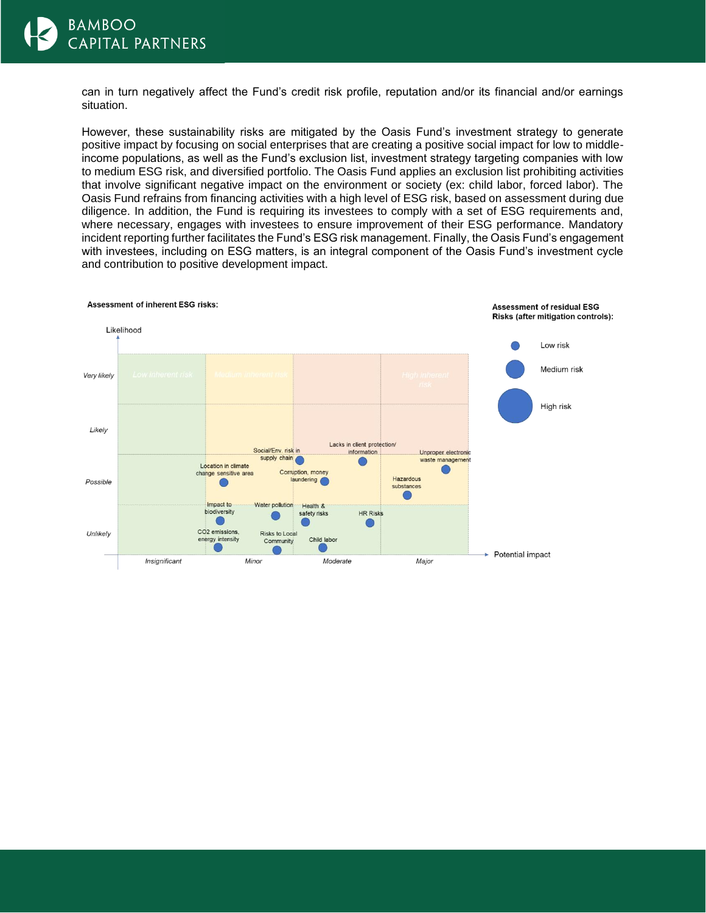can in turn negatively affect the Fund's credit risk profile, reputation and/or its financial and/or earnings situation.

However, these sustainability risks are mitigated by the Oasis Fund's investment strategy to generate positive impact by focusing on social enterprises that are creating a positive social impact for low to middle-income populations, as well as the Fund's exclusion list, investment strategy targeting companies with low to medium ESG risk, and diversified portfolio. The Oasis Fund applies an exclusion list prohibiting activities that involve significant negative impact on the environment or society (ex: child labor, forced labor). The Oasis Fund refrains from financing activities with a high level of ESG risk, based on assessment during due diligence. In addition, the Fund is requiring its investees to comply with a set of ESG requirements and, where necessary, engages with investees to ensure improvement of their ESG performance. Mandatory incident reporting further facilitates the Fund's ESG risk management. Finally, the Oasis Fund's engagement with investees, including on ESG matters, is an integral component of the Oasis Fund's investment cycle and contribution to positive development impact.

**Assessment of inherent ESG risks:**

Likelihood

Very likely

Likely

Possible

Unlikely

Low inherent risk

Medium inherent risk

High inherent risk

Social/Env. risk in supply chain

Lacks in client protection/ information

Unproper electronic waste management

Location in climate change sensitive area

Corruption, money laundering

Hazardous substances

Impact to biodiversity

Water pollution

Health & safety risks

HR Risks

CO2 emissions, energy intensity

Risks to Local Community

Child labor

Insignificant

Minor

Moderate

Major

Potential impact

**Assessment of residual ESG Risks (after mitigation controls):**

Low risk

Medium risk

High risk